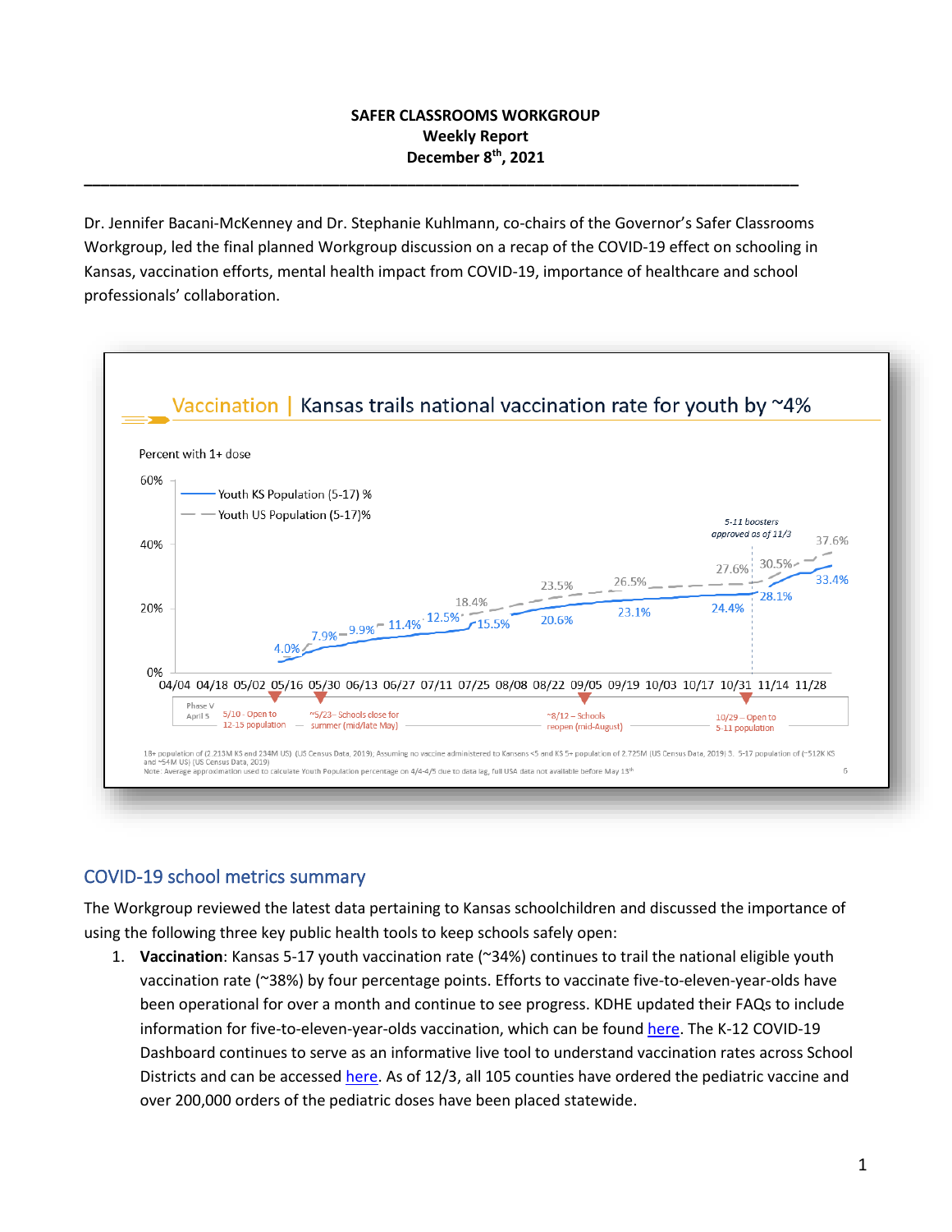**SAFER CLASSROOMS WORKGROUP**
**Weekly Report**
**December 8th, 2021**

---

Dr. Jennifer Bacani-McKenney and Dr. Stephanie Kuhlmann, co-chairs of the Governor's Safer Classrooms Workgroup, led the final planned Workgroup discussion on a recap of the COVID-19 effect on schooling in Kansas, vaccination efforts, mental health impact from COVID-19, importance of healthcare and school professionals' collaboration.

**Vaccination | Kansas trails national vaccination rate for youth by ~4%**

Percent with 1+ dose

— Youth KS Population (5-17) %
— — Youth US Population (5-17)%

5-11 boosters approved as of 11/3

Phase V April 5 · 5/10 - Open to 12-15 population · ~5/23 – Schools close for summer (mid/late May) · ~8/12 – Schools reopen (mid-August) · 10/29 – Open to 5-11 population

18+ population of (2.213M KS and 234M US) (US Census Data, 2019). Assuming no vaccine administered to Kansans <5 and KS 5+ population of 2.725M (US Census Data, 2019) 3. 5-17 population of (~512K KS and ~54M US) (US Census Data, 2019)
Note: Average approximation used to calculate Youth Population percentage on 4/4-4/5 due to data lag, full USA data not available before May 13th

## COVID-19 school metrics summary

The Workgroup reviewed the latest data pertaining to Kansas schoolchildren and discussed the importance of using the following three key public health tools to keep schools safely open:

1. **Vaccination**: Kansas 5-17 youth vaccination rate (~34%) continues to trail the national eligible youth vaccination rate (~38%) by four percentage points. Efforts to vaccinate five-to-eleven-year-olds have been operational for over a month and continue to see progress. KDHE updated their FAQs to include information for five-to-eleven-year-olds vaccination, which can be found here. The K-12 COVID-19 Dashboard continues to serve as an informative live tool to understand vaccination rates across School Districts and can be accessed here. As of 12/3, all 105 counties have ordered the pediatric vaccine and over 200,000 orders of the pediatric doses have been placed statewide.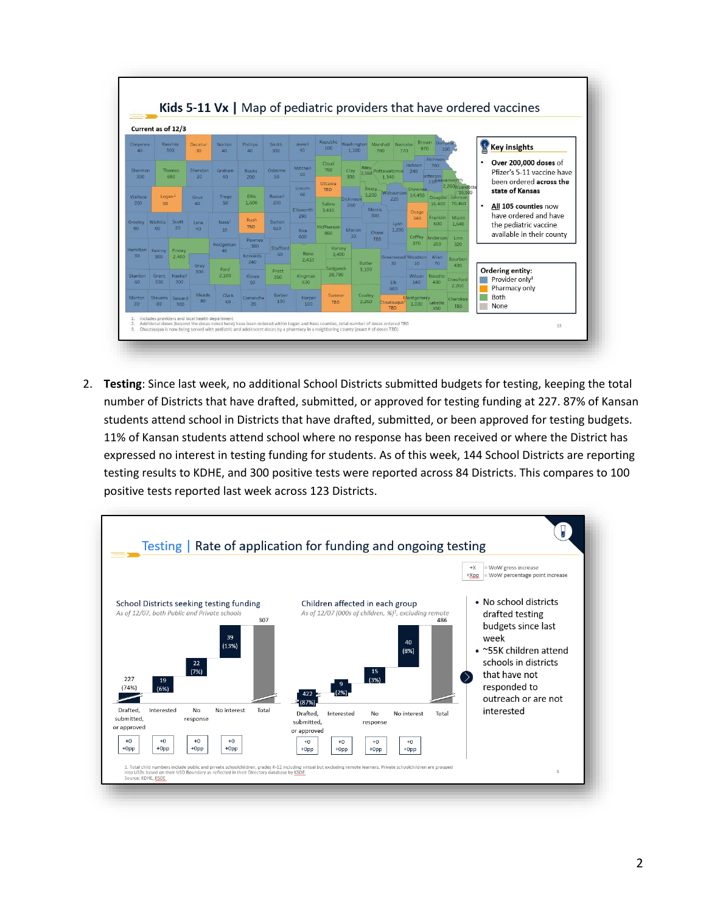## Kids 5-11 Vx | Map of pediatric providers that have ordered vaccines

Current as of 12/3

| County | Doses | County | Doses | County | Doses | County | Doses |
|---|---|---|---|---|---|---|---|
| Cheyenne | 40 | Rawlins | 300 | Decatur | 30 | Norton | 40 |
| Phillips | 40 | Smith | 300 | Jewell | 40 | Republic | 100 |
| Washington | 1,100 | Marshall | 760 | Nemaha | 770 | Brown | 970 |
| Doniphan | 100 | Atchison | 700 | Sherman | 300 | Thomas | 690 |
| Sheridan | 20 | Graham | 40 | Rooks | 200 | Osborne | 50 |
| Mitchell | 50 | Cloud | 760 | Clay | 390 | Riley | 2,560 |
| Pottawatomie | 1,340 | Jackson | 240 | Jefferson | 110 | Leavenworth | 2,260 |
| Wyandotte | 15,160 | Wallace | 200 | Logan[1] | 30 | Gove | 40 |
| Trego | 50 | Ellis | 1,600 | Russell | 200 | Lincoln | 60 |
| Ottawa | TBD | Dickinson | 260 | Geary | 3,260 | Wabaunsee | 220 |
| Shawnee | 14,450 | Douglas | 16,400 | Johnson | 70,460 | Ellsworth | 290 |
| Saline | 3,410 | Greeley | 80 | Wichita | 60 | Scott | 20 |
| Lane | 40 | Ness[2] | 10 | Rush | TBD | Barton | 610 |
| Rice | 600 | McPherson | 860 | Marion | 30 | Morris | 300 |
| Chase | TBD | Lyon | 1,200 | Osage | 340 | Franklin | 600 |
| Miami | 1,640 | Coffey | 370 | Anderson | 200 | Linn | 320 |
| Hamilton | 30 | Kearny | 300 | Finney | 2,400 | Hodgeman | 40 |
| Pawnee | 380 | Edwards | 240 | Stafford | 60 | Reno | 2,410 |
| Harvey | 3,400 | Butler | 3,100 | Greenwood | 30 | Woodson | 10 |
| Allen | 70 | Bourbon | 430 | Gray | 300 | Ford | 2,180 |
| Kiowa | 50 | Pratt | 350 | Kingman | 630 | Sedgwick | 28,790 |
| Elk | 600 | Wilson | 140 | Neosho | 430 | Crawford | 2,200 |
| Stanton | 60 | Grant | 550 | Haskell | 300 | Morton | 30 |
| Stevens | 80 | Seward | 300 | Meade | 80 | Clark | 60 |
| Comanche | 20 | Barber | 130 | Harper | 100 | Sumner | TBD |
| Cowley | 2,260 | Chautauqua[3] | TBD | Montgomery | 1,030 | Labette | 650 |
| Cherokee | TBD | | | | | | |

**Key insights**

- **Over 200,000 doses** of Pfizer's 5-11 vaccine have been ordered **across the state of Kansas**
- **All 105 counties** now have ordered and have the pediatric vaccine available in their county

**Ordering entity:**
- Provider only[1]
- Pharmacy only
- Both
- None

1. Includes providers and local health department
2. Additional doses (beyond the doses noted here) have been ordered within Logan and Ness counties, total number of doses ordered TBD
3. Chautauqua is now being served with pediatric and adolescent doses by a pharmacy in a neighboring county (exact # of doses TBD)

2. **Testing**: Since last week, no additional School Districts submitted budgets for testing, keeping the total number of Districts that have drafted, submitted, or approved for testing funding at 227. 87% of Kansan students attend school in Districts that have drafted, submitted, or been approved for testing budgets. 11% of Kansan students attend school where no response has been received or where the District has expressed no interest in testing funding for students. As of this week, 144 School Districts are reporting testing results to KDHE, and 300 positive tests were reported across 84 Districts. This compares to 100 positive tests reported last week across 123 Districts.

## Testing | Rate of application for funding and ongoing testing

+X = WoW gross increase
+Xpp = WoW percentage point increase

**School Districts seeking testing funding**
*As of 12/07, both Public and Private schools*

| Drafted, submitted, or approved | Interested | No response | No interest | Total |
|---|---|---|---|---|
| 227 (74%) | 19 (6%) | 22 (7%) | 39 (13%) | 307 |
| +0 +0pp | +0 +0pp | +0 +0pp | +0 +0pp | |

**Children affected in each group**
*As of 12/07 (000s of children, %)[1], excluding remote*

| Drafted, submitted, or approved | Interested | No response | No interest | Total |
|---|---|---|---|---|
| 422 (87%) | 9 (2%) | 15 (3%) | 40 (8%) | 486 |
| +0 +0pp | +0 +0pp | +0 +0pp | +0 +0pp | |

- No school districts drafted testing budgets since last week
- ~55K children attend schools in districts that have not responded to outreach or are not interested

1. Total child numbers include public and private schoolchildren, grades K-12 including virtual but excluding remote learners. Private schoolchildren are grouped into USDs based on their USD Boundary as reflected in their Directory database by KSDE.
Source: KDHE, KSDE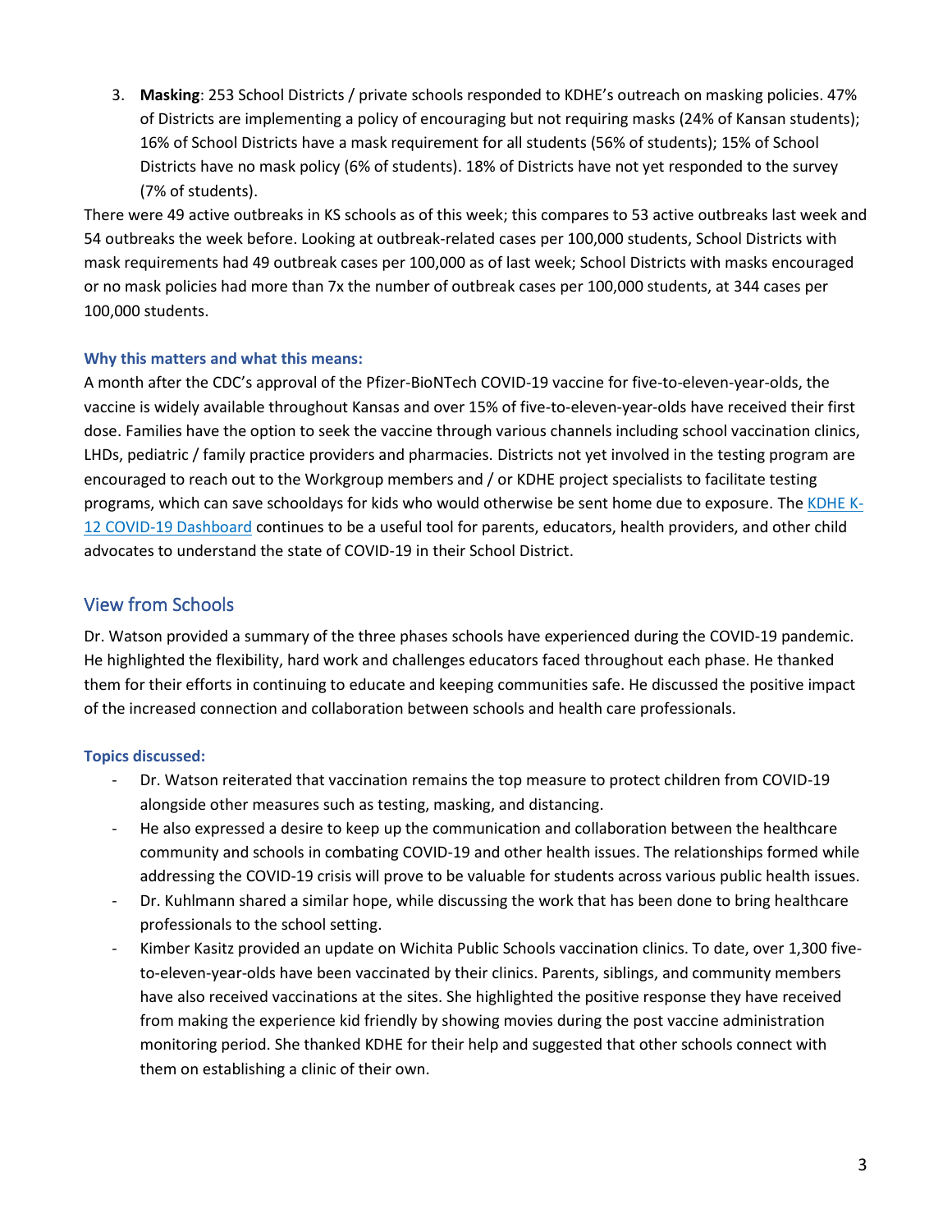3. **Masking**: 253 School Districts / private schools responded to KDHE's outreach on masking policies. 47% of Districts are implementing a policy of encouraging but not requiring masks (24% of Kansan students); 16% of School Districts have a mask requirement for all students (56% of students); 15% of School Districts have no mask policy (6% of students). 18% of Districts have not yet responded to the survey (7% of students).

There were 49 active outbreaks in KS schools as of this week; this compares to 53 active outbreaks last week and 54 outbreaks the week before. Looking at outbreak-related cases per 100,000 students, School Districts with mask requirements had 49 outbreak cases per 100,000 as of last week; School Districts with masks encouraged or no mask policies had more than 7x the number of outbreak cases per 100,000 students, at 344 cases per 100,000 students.

#### Why this matters and what this means:

A month after the CDC's approval of the Pfizer-BioNTech COVID-19 vaccine for five-to-eleven-year-olds, the vaccine is widely available throughout Kansas and over 15% of five-to-eleven-year-olds have received their first dose. Families have the option to seek the vaccine through various channels including school vaccination clinics, LHDs, pediatric / family practice providers and pharmacies. Districts not yet involved in the testing program are encouraged to reach out to the Workgroup members and / or KDHE project specialists to facilitate testing programs, which can save schooldays for kids who would otherwise be sent home due to exposure. The KDHE K-12 COVID-19 Dashboard continues to be a useful tool for parents, educators, health providers, and other child advocates to understand the state of COVID-19 in their School District.

## View from Schools

Dr. Watson provided a summary of the three phases schools have experienced during the COVID-19 pandemic. He highlighted the flexibility, hard work and challenges educators faced throughout each phase. He thanked them for their efforts in continuing to educate and keeping communities safe. He discussed the positive impact of the increased connection and collaboration between schools and health care professionals.

#### Topics discussed:

- Dr. Watson reiterated that vaccination remains the top measure to protect children from COVID-19 alongside other measures such as testing, masking, and distancing.
- He also expressed a desire to keep up the communication and collaboration between the healthcare community and schools in combating COVID-19 and other health issues. The relationships formed while addressing the COVID-19 crisis will prove to be valuable for students across various public health issues.
- Dr. Kuhlmann shared a similar hope, while discussing the work that has been done to bring healthcare professionals to the school setting.
- Kimber Kasitz provided an update on Wichita Public Schools vaccination clinics. To date, over 1,300 five-to-eleven-year-olds have been vaccinated by their clinics. Parents, siblings, and community members have also received vaccinations at the sites. She highlighted the positive response they have received from making the experience kid friendly by showing movies during the post vaccine administration monitoring period. She thanked KDHE for their help and suggested that other schools connect with them on establishing a clinic of their own.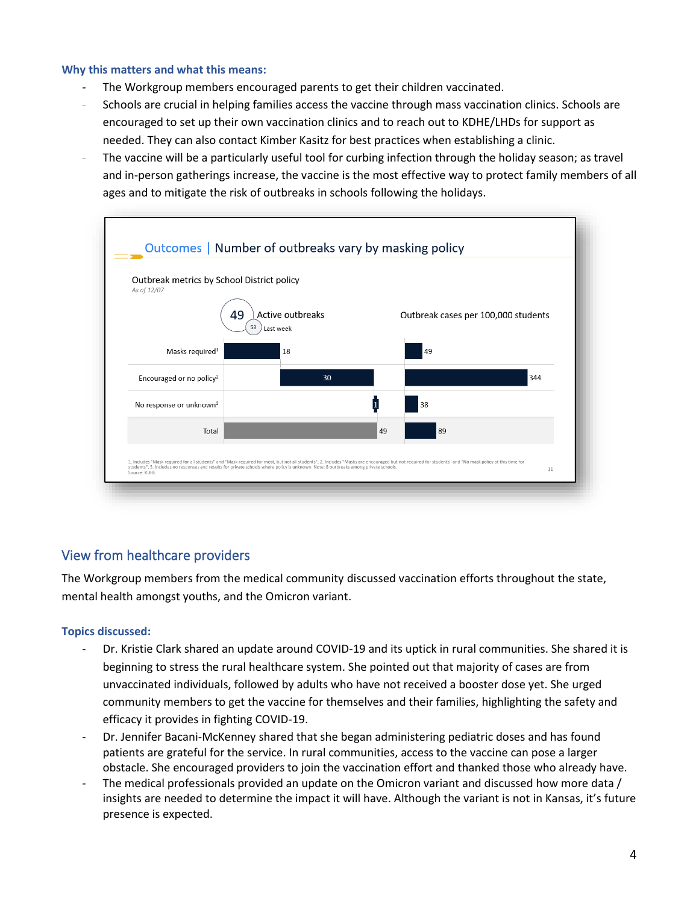### Why this matters and what this means:

- The Workgroup members encouraged parents to get their children vaccinated.
- Schools are crucial in helping families access the vaccine through mass vaccination clinics. Schools are encouraged to set up their own vaccination clinics and to reach out to KDHE/LHDs for support as needed. They can also contact Kimber Kasitz for best practices when establishing a clinic.
- The vaccine will be a particularly useful tool for curbing infection through the holiday season; as travel and in-person gatherings increase, the vaccine is the most effective way to protect family members of all ages and to mitigate the risk of outbreaks in schools following the holidays.

**Outcomes | Number of outbreaks vary by masking policy**

Outbreak metrics by School District policy

*As of 12/07*

| | Active outbreaks (49; 53 last week) | Outbreak cases per 100,000 students |
|---|---|---|
| Masks required[1] | 18 | 49 |
| Encouraged or no policy[2] | 30 | 344 |
| No response or unknown[3] | 1 | 38 |
| Total | 49 | 89 |

1. Includes "Mask required for all students" and "Mask required for most, but not all students", 2. Includes "Masks are encouraged but not required for students" and "No mask policy at this time for students", 3. Includes no responses and results for private schools where policy is unknown. Note: 8 outbreaks among private schools.
Source: KDHE

## View from healthcare providers

The Workgroup members from the medical community discussed vaccination efforts throughout the state, mental health amongst youths, and the Omicron variant.

### Topics discussed:

- Dr. Kristie Clark shared an update around COVID-19 and its uptick in rural communities. She shared it is beginning to stress the rural healthcare system. She pointed out that majority of cases are from unvaccinated individuals, followed by adults who have not received a booster dose yet. She urged community members to get the vaccine for themselves and their families, highlighting the safety and efficacy it provides in fighting COVID-19.
- Dr. Jennifer Bacani-McKenney shared that she began administering pediatric doses and has found patients are grateful for the service. In rural communities, access to the vaccine can pose a larger obstacle. She encouraged providers to join the vaccination effort and thanked those who already have.
- The medical professionals provided an update on the Omicron variant and discussed how more data / insights are needed to determine the impact it will have. Although the variant is not in Kansas, it's future presence is expected.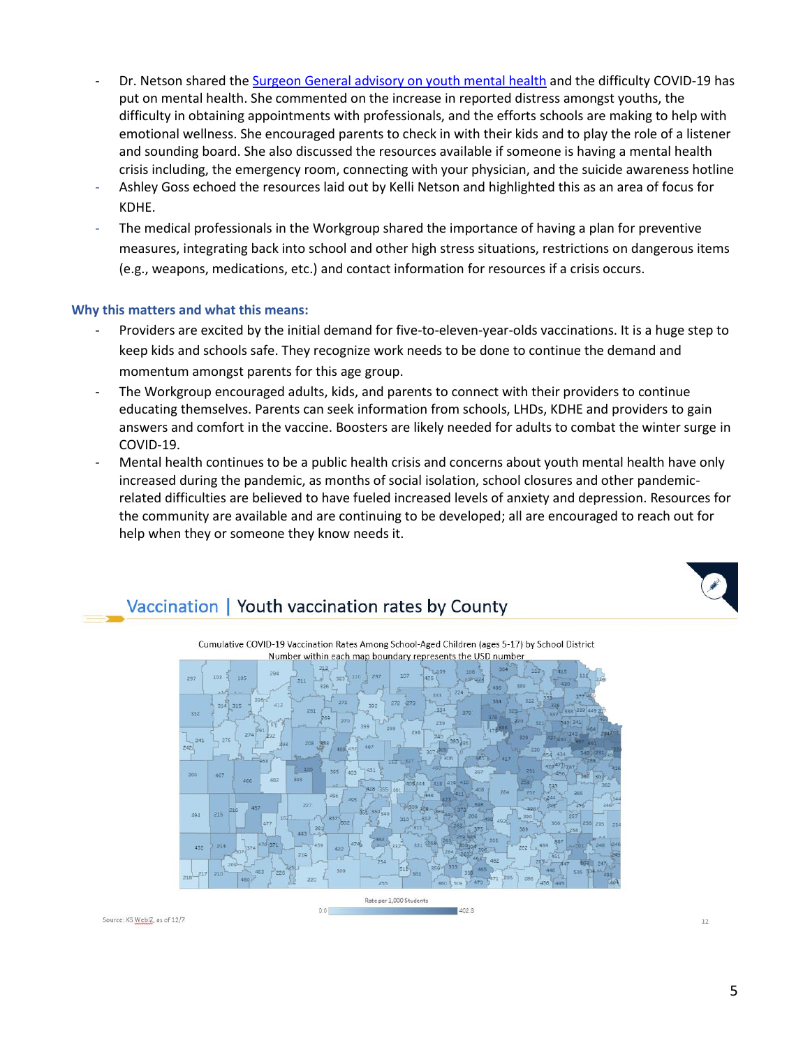- Dr. Netson shared the [Surgeon General advisory on youth mental health] and the difficulty COVID-19 has put on mental health. She commented on the increase in reported distress amongst youths, the difficulty in obtaining appointments with professionals, and the efforts schools are making to help with emotional wellness. She encouraged parents to check in with their kids and to play the role of a listener and sounding board. She also discussed the resources available if someone is having a mental health crisis including, the emergency room, connecting with your physician, and the suicide awareness hotline
- Ashley Goss echoed the resources laid out by Kelli Netson and highlighted this as an area of focus for KDHE.
- The medical professionals in the Workgroup shared the importance of having a plan for preventive measures, integrating back into school and other high stress situations, restrictions on dangerous items (e.g., weapons, medications, etc.) and contact information for resources if a crisis occurs.

**Why this matters and what this means:**

- Providers are excited by the initial demand for five-to-eleven-year-olds vaccinations. It is a huge step to keep kids and schools safe. They recognize work needs to be done to continue the demand and momentum amongst parents for this age group.
- The Workgroup encouraged adults, kids, and parents to connect with their providers to continue educating themselves. Parents can seek information from schools, LHDs, KDHE and providers to gain answers and comfort in the vaccine. Boosters are likely needed for adults to combat the winter surge in COVID-19.
- Mental health continues to be a public health crisis and concerns about youth mental health have only increased during the pandemic, as months of social isolation, school closures and other pandemic-related difficulties are believed to have fueled increased levels of anxiety and depression. Resources for the community are available and are continuing to be developed; all are encouraged to reach out for help when they or someone they know needs it.

## Vaccination | Youth vaccination rates by County

Cumulative COVID-19 Vaccination Rates Among School-Aged Children (ages 5-17) by School District
Number within each map boundary represents the USD number

Rate per 1,000 Students: 0.0 – 402.8

Source: KS WebIZ, as of 12/7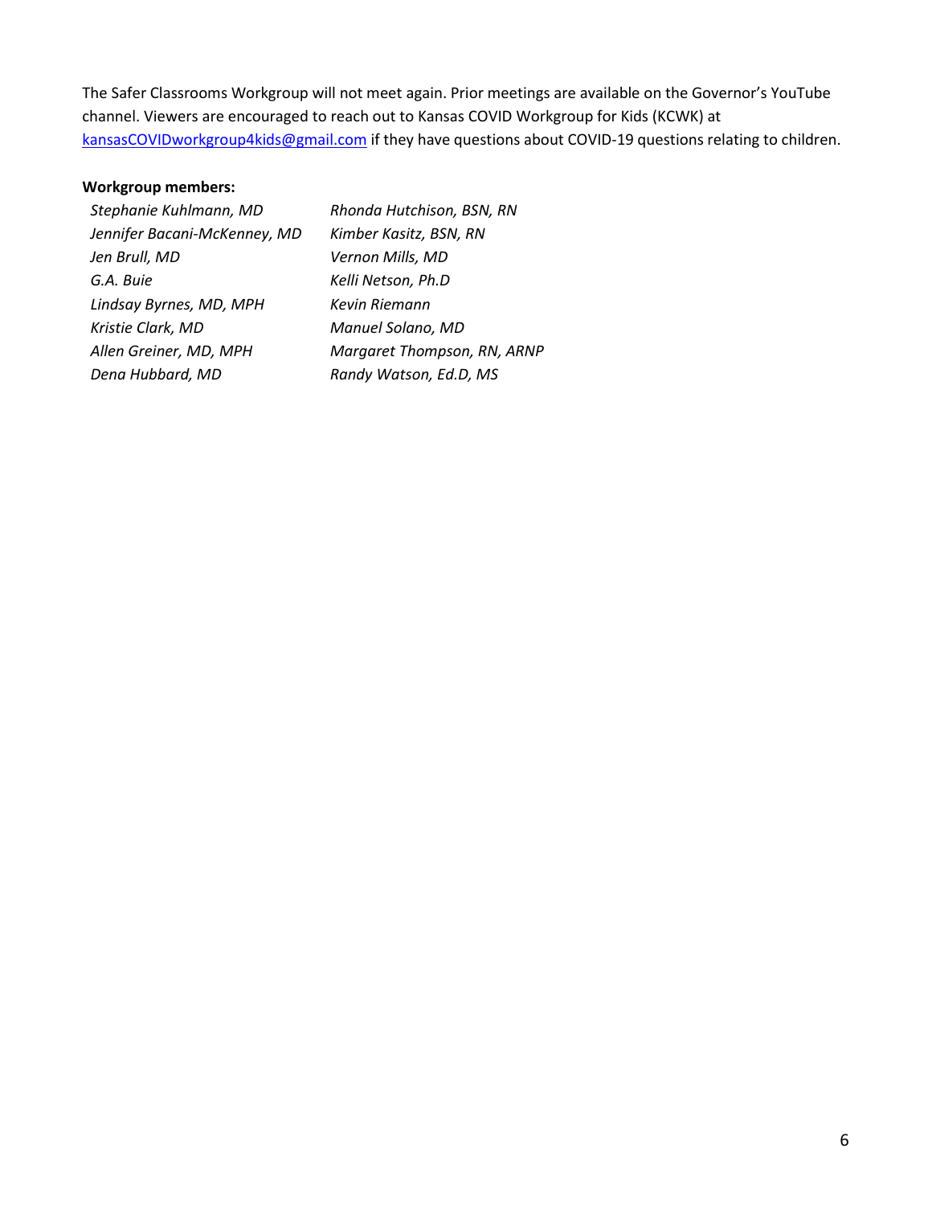The Safer Classrooms Workgroup will not meet again. Prior meetings are available on the Governor's YouTube channel. Viewers are encouraged to reach out to Kansas COVID Workgroup for Kids (KCWK) at kansasCOVIDworkgroup4kids@gmail.com if they have questions about COVID-19 questions relating to children.

**Workgroup members:**

| | |
|---|---|
| *Stephanie Kuhlmann, MD* | *Rhonda Hutchison, BSN, RN* |
| *Jennifer Bacani-McKenney, MD* | *Kimber Kasitz, BSN, RN* |
| *Jen Brull, MD* | *Vernon Mills, MD* |
| *G.A. Buie* | *Kelli Netson, Ph.D* |
| *Lindsay Byrnes, MD, MPH* | *Kevin Riemann* |
| *Kristie Clark, MD* | *Manuel Solano, MD* |
| *Allen Greiner, MD, MPH* | *Margaret Thompson, RN, ARNP* |
| *Dena Hubbard, MD* | *Randy Watson, Ed.D, MS* |